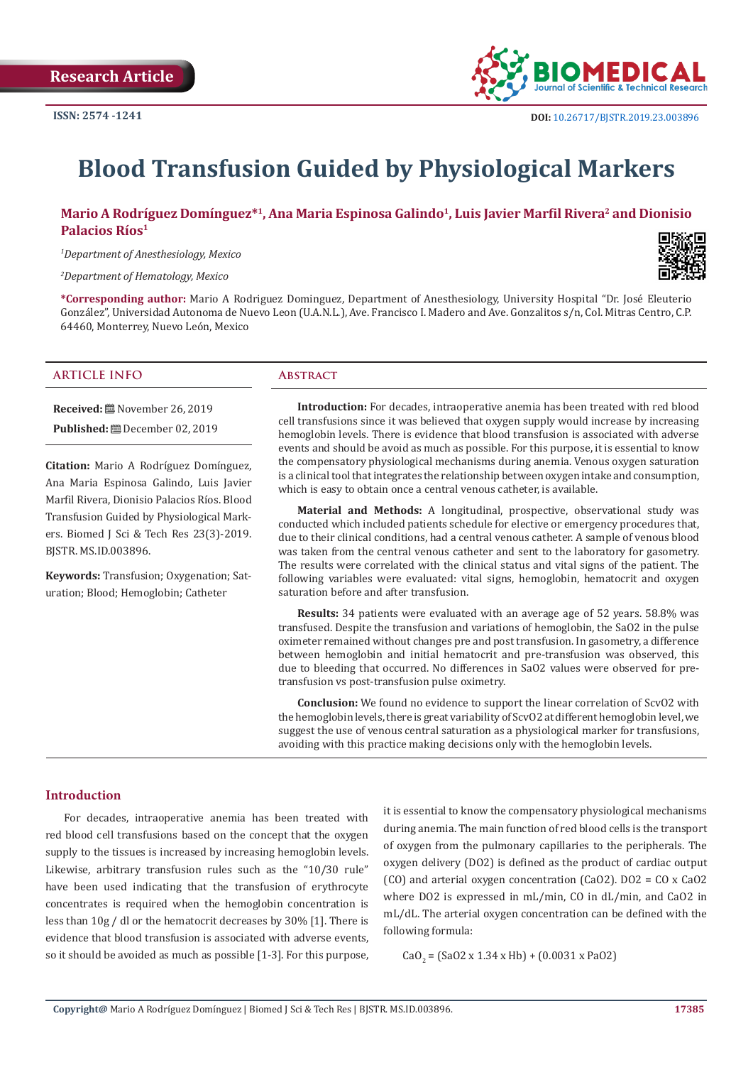Research Article

ISSN: 2574 -1241

DOI: 10.26717/BJSTR.2019.23.003896

# Blood Transfusion Guided by Physiological Markers

**Mario A Rodríguez Domínguez*[1], Ana Maria Espinosa Galindo[1], Luis Javier Marfil Rivera[2] and Dionisio Palacios Ríos[1]**

[1]*Department of Anesthesiology, Mexico*

[2]*Department of Hematology, Mexico*

**\*Corresponding author:** Mario A Rodriguez Dominguez, Department of Anesthesiology, University Hospital "Dr. José Eleuterio González", Universidad Autonoma de Nuevo Leon (U.A.N.L.), Ave. Francisco I. Madero and Ave. Gonzalitos s/n, Col. Mitras Centro, C.P. 64460, Monterrey, Nuevo León, Mexico

## ARTICLE INFO

**Received:** November 26, 2019

**Published:** December 02, 2019

**Citation:** Mario A Rodríguez Domínguez, Ana Maria Espinosa Galindo, Luis Javier Marfil Rivera, Dionisio Palacios Ríos. Blood Transfusion Guided by Physiological Markers. Biomed J Sci & Tech Res 23(3)-2019. BJSTR. MS.ID.003896.

**Keywords:** Transfusion; Oxygenation; Saturation; Blood; Hemoglobin; Catheter

## Abstract

**Introduction:** For decades, intraoperative anemia has been treated with red blood cell transfusions since it was believed that oxygen supply would increase by increasing hemoglobin levels. There is evidence that blood transfusion is associated with adverse events and should be avoid as much as possible. For this purpose, it is essential to know the compensatory physiological mechanisms during anemia. Venous oxygen saturation is a clinical tool that integrates the relationship between oxygen intake and consumption, which is easy to obtain once a central venous catheter, is available.

**Material and Methods:** A longitudinal, prospective, observational study was conducted which included patients schedule for elective or emergency procedures that, due to their clinical conditions, had a central venous catheter. A sample of venous blood was taken from the central venous catheter and sent to the laboratory for gasometry. The results were correlated with the clinical status and vital signs of the patient. The following variables were evaluated: vital signs, hemoglobin, hematocrit and oxygen saturation before and after transfusion.

**Results:** 34 patients were evaluated with an average age of 52 years. 58.8% was transfused. Despite the transfusion and variations of hemoglobin, the SaO2 in the pulse oximeter remained without changes pre and post transfusion. In gasometry, a difference between hemoglobin and initial hematocrit and pre-transfusion was observed, this due to bleeding that occurred. No differences in SaO2 values were observed for pre-transfusion vs post-transfusion pulse oximetry.

**Conclusion:** We found no evidence to support the linear correlation of ScvO2 with the hemoglobin levels, there is great variability of ScvO2 at different hemoglobin level, we suggest the use of venous central saturation as a physiological marker for transfusions, avoiding with this practice making decisions only with the hemoglobin levels.

## Introduction

For decades, intraoperative anemia has been treated with red blood cell transfusions based on the concept that the oxygen supply to the tissues is increased by increasing hemoglobin levels. Likewise, arbitrary transfusion rules such as the "10/30 rule" have been used indicating that the transfusion of erythrocyte concentrates is required when the hemoglobin concentration is less than 10g / dl or the hematocrit decreases by 30% [1]. There is evidence that blood transfusion is associated with adverse events, so it should be avoided as much as possible [1-3]. For this purpose, it is essential to know the compensatory physiological mechanisms during anemia. The main function of red blood cells is the transport of oxygen from the pulmonary capillaries to the peripherals. The oxygen delivery (DO2) is defined as the product of cardiac output (CO) and arterial oxygen concentration (CaO2). DO2 = CO x CaO2 where DO2 is expressed in mL/min, CO in dL/min, and CaO2 in mL/dL. The arterial oxygen concentration can be defined with the following formula:

$$CaO_2 = (SaO2 \times 1.34 \times Hb) + (0.0031 \times PaO2)$$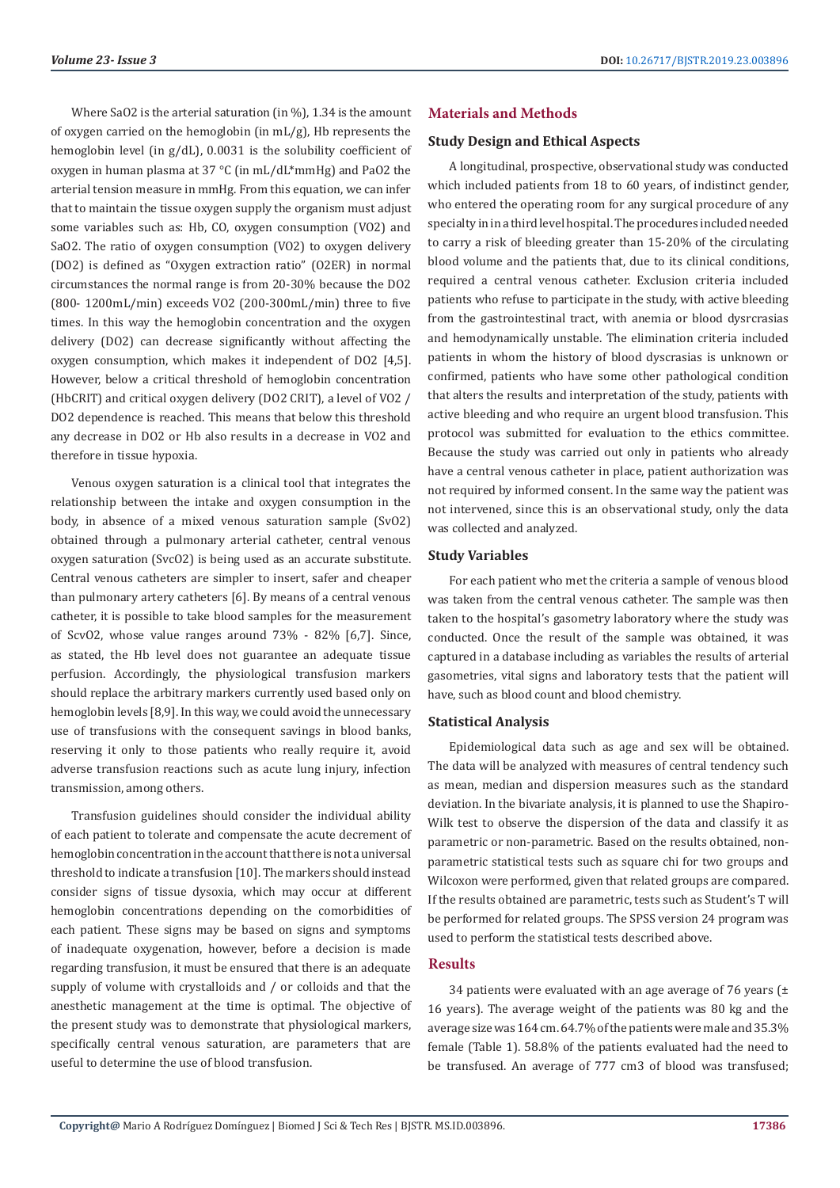Where SaO2 is the arterial saturation (in %), 1.34 is the amount of oxygen carried on the hemoglobin (in mL/g), Hb represents the hemoglobin level (in g/dL), 0.0031 is the solubility coefficient of oxygen in human plasma at 37 °C (in mL/dL*mmHg) and PaO2 the arterial tension measure in mmHg. From this equation, we can infer that to maintain the tissue oxygen supply the organism must adjust some variables such as: Hb, CO, oxygen consumption (VO2) and SaO2. The ratio of oxygen consumption (VO2) to oxygen delivery (DO2) is defined as "Oxygen extraction ratio" (O2ER) in normal circumstances the normal range is from 20-30% because the DO2 (800- 1200mL/min) exceeds VO2 (200-300mL/min) three to five times. In this way the hemoglobin concentration and the oxygen delivery (DO2) can decrease significantly without affecting the oxygen consumption, which makes it independent of DO2 [4,5]. However, below a critical threshold of hemoglobin concentration (HbCRIT) and critical oxygen delivery (DO2 CRIT), a level of VO2 / DO2 dependence is reached. This means that below this threshold any decrease in DO2 or Hb also results in a decrease in VO2 and therefore in tissue hypoxia.

Venous oxygen saturation is a clinical tool that integrates the relationship between the intake and oxygen consumption in the body, in absence of a mixed venous saturation sample (SvO2) obtained through a pulmonary arterial catheter, central venous oxygen saturation (SvcO2) is being used as an accurate substitute. Central venous catheters are simpler to insert, safer and cheaper than pulmonary artery catheters [6]. By means of a central venous catheter, it is possible to take blood samples for the measurement of ScvO2, whose value ranges around 73% - 82% [6,7]. Since, as stated, the Hb level does not guarantee an adequate tissue perfusion. Accordingly, the physiological transfusion markers should replace the arbitrary markers currently used based only on hemoglobin levels [8,9]. In this way, we could avoid the unnecessary use of transfusions with the consequent savings in blood banks, reserving it only to those patients who really require it, avoid adverse transfusion reactions such as acute lung injury, infection transmission, among others.

Transfusion guidelines should consider the individual ability of each patient to tolerate and compensate the acute decrement of hemoglobin concentration in the account that there is not a universal threshold to indicate a transfusion [10]. The markers should instead consider signs of tissue dysoxia, which may occur at different hemoglobin concentrations depending on the comorbidities of each patient. These signs may be based on signs and symptoms of inadequate oxygenation, however, before a decision is made regarding transfusion, it must be ensured that there is an adequate supply of volume with crystalloids and / or colloids and that the anesthetic management at the time is optimal. The objective of the present study was to demonstrate that physiological markers, specifically central venous saturation, are parameters that are useful to determine the use of blood transfusion.

## Materials and Methods

### Study Design and Ethical Aspects

A longitudinal, prospective, observational study was conducted which included patients from 18 to 60 years, of indistinct gender, who entered the operating room for any surgical procedure of any specialty in in a third level hospital. The procedures included needed to carry a risk of bleeding greater than 15-20% of the circulating blood volume and the patients that, due to its clinical conditions, required a central venous catheter. Exclusion criteria included patients who refuse to participate in the study, with active bleeding from the gastrointestinal tract, with anemia or blood dysrcrasias and hemodynamically unstable. The elimination criteria included patients in whom the history of blood dyscrasias is unknown or confirmed, patients who have some other pathological condition that alters the results and interpretation of the study, patients with active bleeding and who require an urgent blood transfusion. This protocol was submitted for evaluation to the ethics committee. Because the study was carried out only in patients who already have a central venous catheter in place, patient authorization was not required by informed consent. In the same way the patient was not intervened, since this is an observational study, only the data was collected and analyzed.

### Study Variables

For each patient who met the criteria a sample of venous blood was taken from the central venous catheter. The sample was then taken to the hospital's gasometry laboratory where the study was conducted. Once the result of the sample was obtained, it was captured in a database including as variables the results of arterial gasometries, vital signs and laboratory tests that the patient will have, such as blood count and blood chemistry.

### Statistical Analysis

Epidemiological data such as age and sex will be obtained. The data will be analyzed with measures of central tendency such as mean, median and dispersion measures such as the standard deviation. In the bivariate analysis, it is planned to use the Shapiro-Wilk test to observe the dispersion of the data and classify it as parametric or non-parametric. Based on the results obtained, non-parametric statistical tests such as square chi for two groups and Wilcoxon were performed, given that related groups are compared. If the results obtained are parametric, tests such as Student's T will be performed for related groups. The SPSS version 24 program was used to perform the statistical tests described above.

## Results

34 patients were evaluated with an age average of 76 years (± 16 years). The average weight of the patients was 80 kg and the average size was 164 cm. 64.7% of the patients were male and 35.3% female (Table 1). 58.8% of the patients evaluated had the need to be transfused. An average of 777 cm3 of blood was transfused;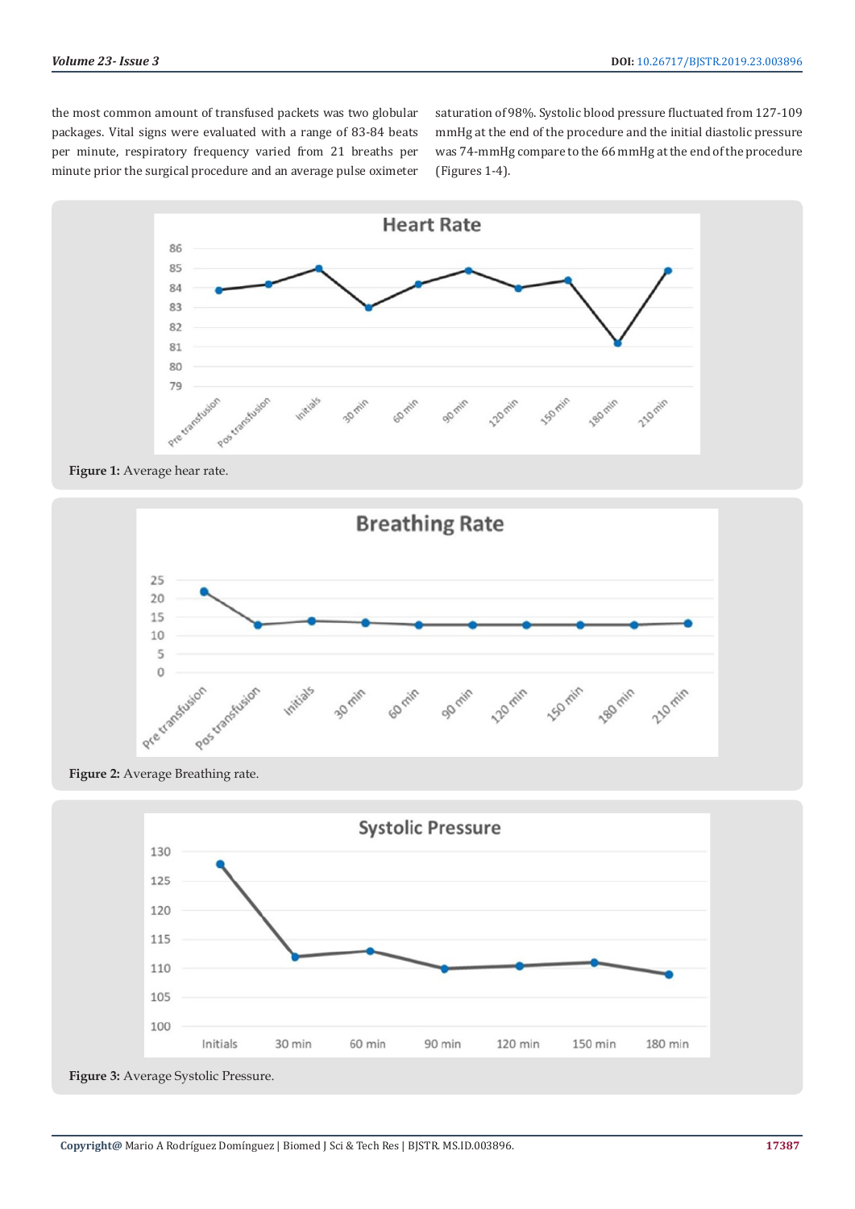the most common amount of transfused packets was two globular packages. Vital signs were evaluated with a range of 83-84 beats per minute, respiratory frequency varied from 21 breaths per minute prior the surgical procedure and an average pulse oximeter saturation of 98%. Systolic blood pressure fluctuated from 127-109 mmHg at the end of the procedure and the initial diastolic pressure was 74-mmHg compare to the 66 mmHg at the end of the procedure (Figures 1-4).

**Figure 1:** Average hear rate.

**Figure 2:** Average Breathing rate.

**Figure 3:** Average Systolic Pressure.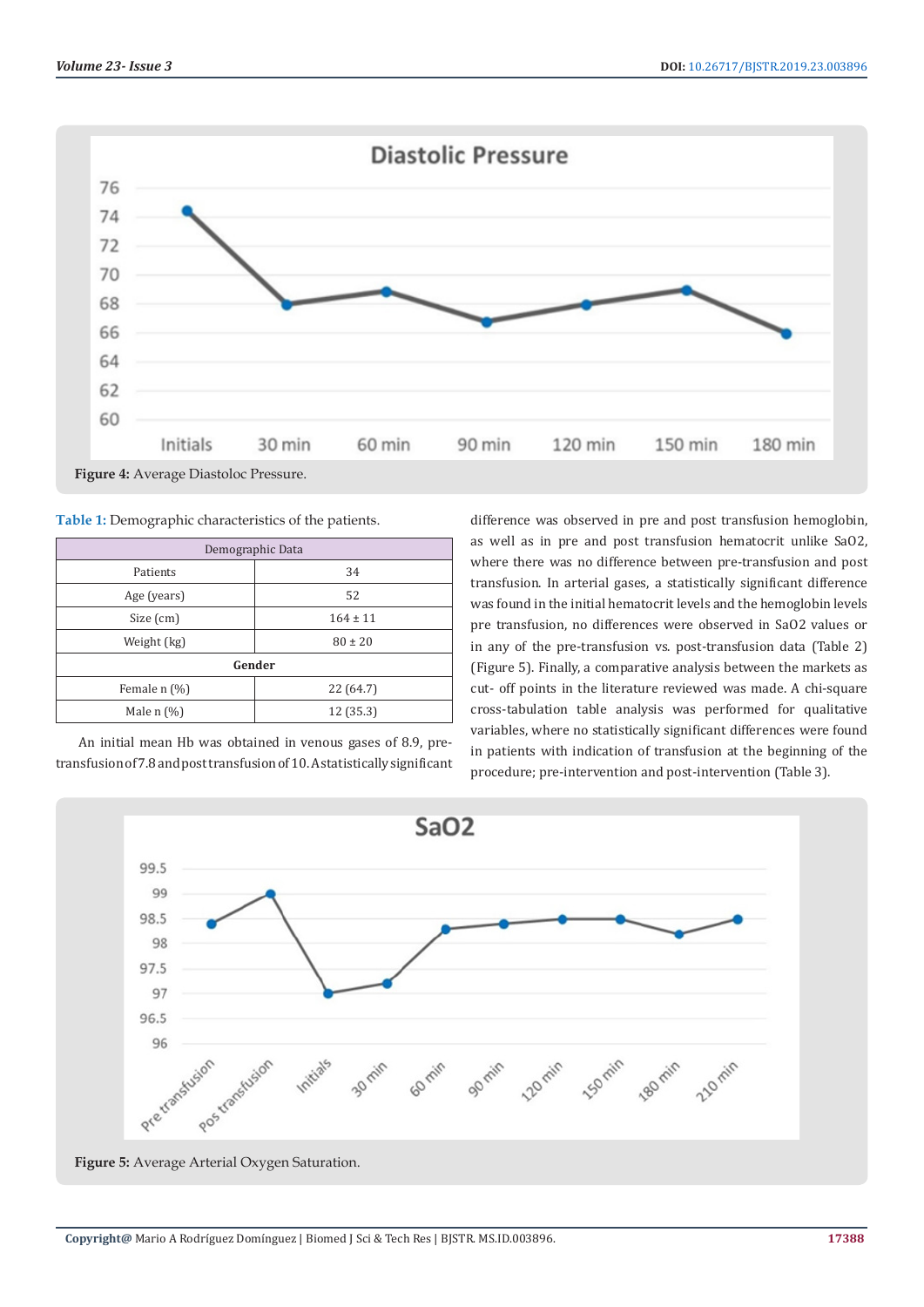Figure 4: Average Diastoloc Pressure.

Table 1: Demographic characteristics of the patients.

| Demographic Data | |
|---|---|
| Patients | 34 |
| Age (years) | 52 |
| Size (cm) | 164 ± 11 |
| Weight (kg) | 80 ± 20 |
| **Gender** | |
| Female n (%) | 22 (64.7) |
| Male n (%) | 12 (35.3) |

An initial mean Hb was obtained in venous gases of 8.9, pre-transfusion of 7.8 and post transfusion of 10. A statistically significant difference was observed in pre and post transfusion hemoglobin, as well as in pre and post transfusion hematocrit unlike SaO2, where there was no difference between pre-transfusion and post transfusion. In arterial gases, a statistically significant difference was found in the initial hematocrit levels and the hemoglobin levels pre transfusion, no differences were observed in SaO2 values or in any of the pre-transfusion vs. post-transfusion data (Table 2) (Figure 5). Finally, a comparative analysis between the markets as cut- off points in the literature reviewed was made. A chi-square cross-tabulation table analysis was performed for qualitative variables, where no statistically significant differences were found in patients with indication of transfusion at the beginning of the procedure; pre-intervention and post-intervention (Table 3).

Figure 5: Average Arterial Oxygen Saturation.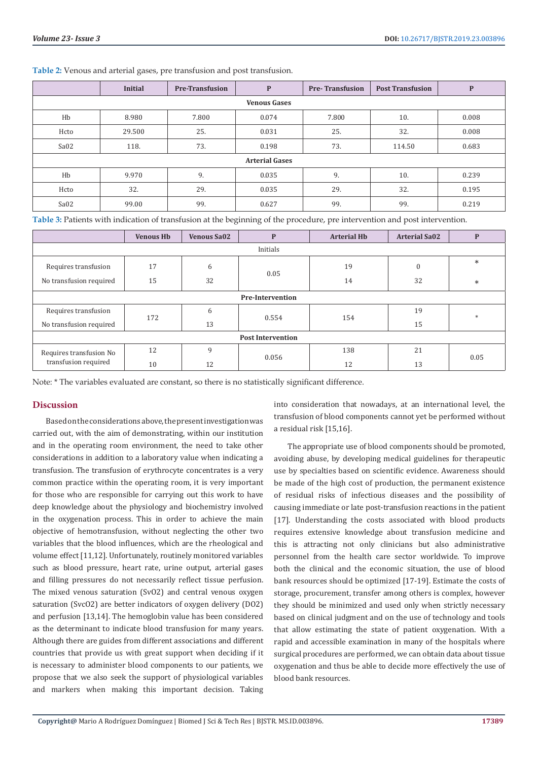**Table 2:** Venous and arterial gases, pre transfusion and post transfusion.

| | Initial | Pre-Transfusion | P | Pre- Transfusion | Post Transfusion | P |
|---|---|---|---|---|---|---|
| **Venous Gases** | | | | | | |
| Hb | 8.980 | 7.800 | 0.074 | 7.800 | 10. | 0.008 |
| Hcto | 29.500 | 25. | 0.031 | 25. | 32. | 0.008 |
| Sa02 | 118. | 73. | 0.198 | 73. | 114.50 | 0.683 |
| **Arterial Gases** | | | | | | |
| Hb | 9.970 | 9. | 0.035 | 9. | 10. | 0.239 |
| Hcto | 32. | 29. | 0.035 | 29. | 32. | 0.195 |
| Sa02 | 99.00 | 99. | 0.627 | 99. | 99. | 0.219 |

**Table 3:** Patients with indication of transfusion at the beginning of the procedure, pre intervention and post intervention.

| | Venous Hb | Venous Sa02 | P | Arterial Hb | Arterial Sa02 | P |
|---|---|---|---|---|---|---|
| Initials | | | | | | |
| Requires transfusion | 17 | 6 | 0.05 | 19 | 0 | * |
| No transfusion required | 15 | 32 | | 14 | 32 | * |
| **Pre-Intervention** | | | | | | |
| Requires transfusion | 172 | 6 | 0.554 | 154 | 19 | * |
| No transfusion required | | 13 | | | 15 | |
| **Post Intervention** | | | | | | |
| Requires transfusion No transfusion required | 12 | 9 | 0.056 | 138 | 21 | 0.05 |
| | 10 | 12 | | 12 | 13 | |

Note: * The variables evaluated are constant, so there is no statistically significant difference.

## Discussion

Based on the considerations above, the present investigation was carried out, with the aim of demonstrating, within our institution and in the operating room environment, the need to take other considerations in addition to a laboratory value when indicating a transfusion. The transfusion of erythrocyte concentrates is a very common practice within the operating room, it is very important for those who are responsible for carrying out this work to have deep knowledge about the physiology and biochemistry involved in the oxygenation process. This in order to achieve the main objective of hemotransfusion, without neglecting the other two variables that the blood influences, which are the rheological and volume effect [11,12]. Unfortunately, routinely monitored variables such as blood pressure, heart rate, urine output, arterial gases and filling pressures do not necessarily reflect tissue perfusion. The mixed venous saturation (SvO2) and central venous oxygen saturation (SvcO2) are better indicators of oxygen delivery (DO2) and perfusion [13,14]. The hemoglobin value has been considered as the determinant to indicate blood transfusion for many years. Although there are guides from different associations and different countries that provide us with great support when deciding if it is necessary to administer blood components to our patients, we propose that we also seek the support of physiological variables and markers when making this important decision. Taking into consideration that nowadays, at an international level, the transfusion of blood components cannot yet be performed without a residual risk [15,16].

The appropriate use of blood components should be promoted, avoiding abuse, by developing medical guidelines for therapeutic use by specialties based on scientific evidence. Awareness should be made of the high cost of production, the permanent existence of residual risks of infectious diseases and the possibility of causing immediate or late post-transfusion reactions in the patient [17]. Understanding the costs associated with blood products requires extensive knowledge about transfusion medicine and this is attracting not only clinicians but also administrative personnel from the health care sector worldwide. To improve both the clinical and the economic situation, the use of blood bank resources should be optimized [17-19]. Estimate the costs of storage, procurement, transfer among others is complex, however they should be minimized and used only when strictly necessary based on clinical judgment and on the use of technology and tools that allow estimating the state of patient oxygenation. With a rapid and accessible examination in many of the hospitals where surgical procedures are performed, we can obtain data about tissue oxygenation and thus be able to decide more effectively the use of blood bank resources.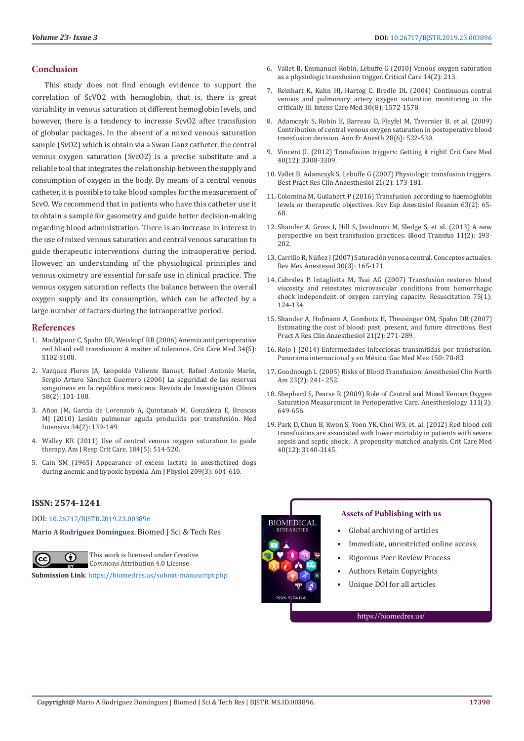## Conclusion

This study does not find enough evidence to support the correlation of ScVO2 with hemoglobin, that is, there is great variability in venous saturation at different hemoglobin levels, and however, there is a tendency to increase ScvO2 after transfusion of globular packages. In the absent of a mixed venous saturation sample (SvO2) which is obtain via a Swan Ganz catheter, the central venous oxygen saturation (SvcO2) is a precise substitute and a reliable tool that integrates the relationship between the supply and consumption of oxygen in the body. By means of a central venous catheter, it is possible to take blood samples for the measurement of ScvO. We recommend that in patients who have this catheter use it to obtain a sample for gasometry and guide better decision-making regarding blood administration. There is an increase in interest in the use of mixed venous saturation and central venous saturation to guide therapeutic interventions during the intraoperative period. However, an understanding of the physiological principles and venous oximetry are essential for safe use in clinical practice. The venous oxygen saturation reflects the balance between the overall oxygen supply and its consumption, which can be affected by a large number of factors during the intraoperative period.

## References

1. Madjdpour C, Spahn DR, Weiskopf RB (2006) Anemia and perioperative red blood cell transfusion: A matter of tolerance. Crit Care Med 34(5): S102-S108.
2. Vazquez Flores JA, Leopoldo Valiente Banuet, Rafael Antonio Marín, Sergio Arturo Sánchez Guerrero (2006) La seguridad de las reservas sanguíneas en la república mexicana. Revista de Investigación Clínica 58(2): 101-108.
3. Añon JM, García de Lorenzob A, Quintanab M, Gonzáleza E, Bruscas MJ (2010) Lesión pulmonar aguda producida por transfusión. Med Intensiva 34(2): 139-149.
4. Walley KR (2011) Use of central venous oxygen saturation to guide therapy. Am J Resp Crit Care. 184(5): 514-520.
5. Cain SM (1965) Appearance of excess lactate in anesthetized dogs during anemic and hypoxic hypoxia. Am J Physiol 209(3): 604-610.
6. Vallet B, Emmanuel Robin, Lebuffe G (2010) Venous oxygen saturation as a physiologic transfusion trigger. Critical Care 14(2): 213.
7. Reinhart K, Kuhn HJ, Hartog C, Bredle DL (2004) Continuous central venous and pulmonary artery oxygen saturation monitoring in the critically ill. Intens Care Med 30(8): 1572-1578.
8. Adamczyk S, Robin E, Barreau O, Fleyfel M, Tavernier B, et al. (2009) Contribution of central venous oxygen saturation in postoperative blood transfusion decision. Ann Fr Anesth 28(6): 522-530.
9. Vincent JL (2012) Transfusion triggers: Getting it right! Crit Care Med 40(12): 3308-3309.
10. Vallet B, Adamczyk S, Lebuffe G (2007) Physiologic transfusion triggers. Best Pract Res Clin Anaesthesiol 21(2): 173-181.
11. Colomina M, Guilabert P (2016) Transfusion according to haemoglobin levels or therapeutic objectives. Rev Esp Anestesiol Reanim 63(2): 65-68.
12. Shander A, Gross I, Hill S, Javidroozi M, Sledge S, et al. (2013) A new perspective on best transfusion practices. Blood Transfus 11(2): 193-202.
13. Carrillo R, Núñez J (2007) Saturación venosa central. Conceptos actuales. Rev Mex Anestesiol 30(3): 165-171.
14. Cabrales P, Intaglietta M, Tsai AG (2007) Transfusion restores blood viscosity and reinstates microvascular conditions from hemorrhagic shock independent of oxygen carrying capacity. Resuscitation 75(1): 124-134.
15. Shander A, Hofmann A, Gombotz H, Theusinger OM, Spahn DR (2007) Estimating the cost of blood: past, present, and future directions. Best Pract A Res Clin Anaesthesiol 21(2): 271-289.
16. Rojo J (2014) Enfermedades infecciosas transmitidas por transfusión. Panorama internacional y en México. Gac Med Mex 150: 78-83.
17. Goodnough L (2005) Risks of Blood Transfusion. Anesthesiol Clin North Am 23(2): 241- 252.
18. Shepherd S, Pearse R (2009) Role of Central and Mixed Venous Oxygen Saturation Measurement in Perioperative Care. Anesthesiology 111(3): 649-656.
19. Park D, Chun B, Kwon S, Yoon YK, Choi WS, et. al. (2012) Red blood cell transfusions are associated with lower mortality in patients with severe sepsis and septic shock: A propensity-matched analysis. Crit Care Med 40(12): 3140-3145.

**ISSN: 2574-1241**

DOI: 10.26717/BJSTR.2019.23.003896

**Mario A Rodríguez Domínguez.** Biomed J Sci & Tech Res

This work is licensed under Creative Commons Attribution 4.0 License

**Submission Link**: https://biomedres.us/submit-manuscript.php

### Assets of Publishing with us

- Global archiving of articles
- Immediate, unrestricted online access
- Rigorous Peer Review Process
- Authors Retain Copyrights
- Unique DOI for all articles

https://biomedres.us/